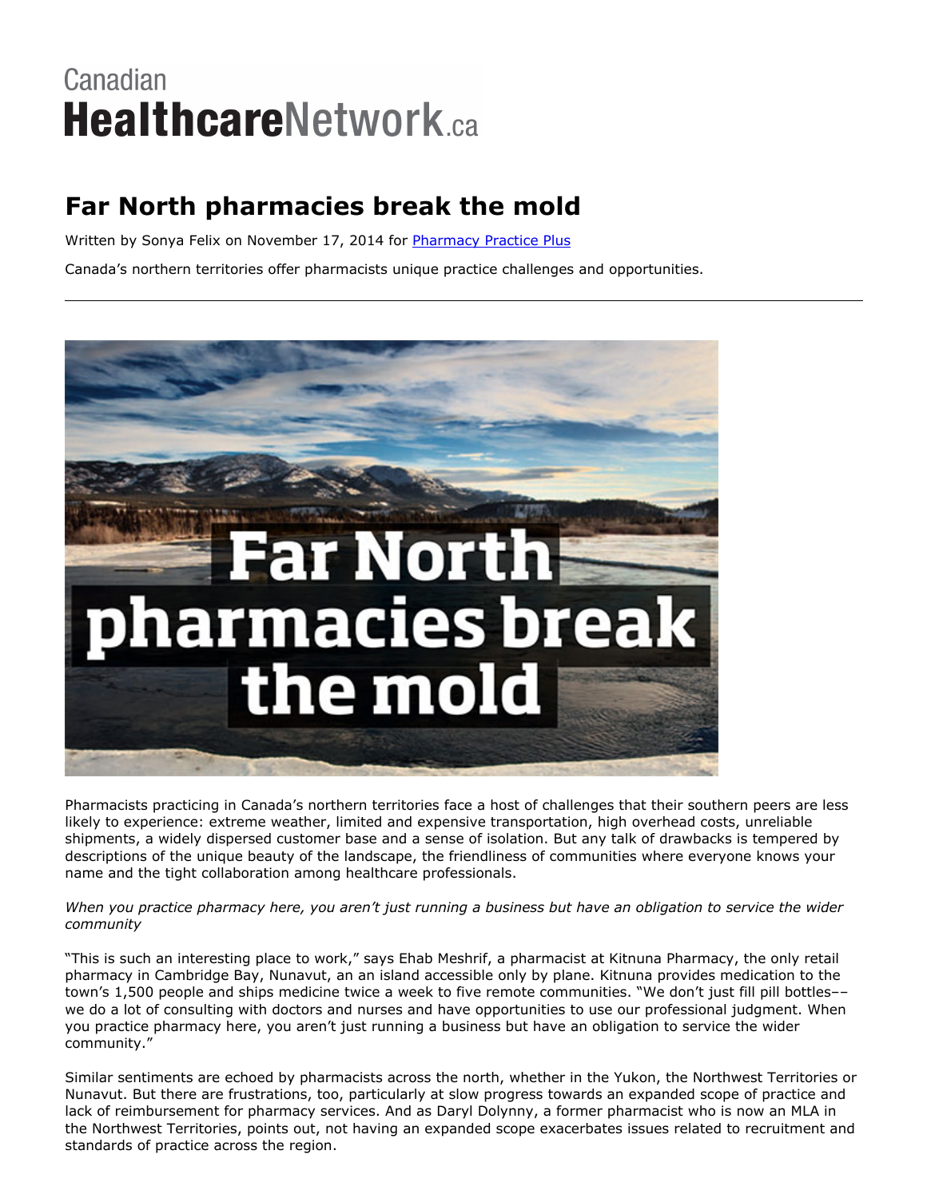Canadian **Healthcare**Network.ca

# Far North pharmacies break the mold

Written by Sonya Felix on November 17, 2014 for [Pharmacy Practice Plus]()

Canada's northern territories offer pharmacists unique practice challenges and opportunities.

---

Pharmacists practicing in Canada's northern territories face a host of challenges that their southern peers are less likely to experience: extreme weather, limited and expensive transportation, high overhead costs, unreliable shipments, a widely dispersed customer base and a sense of isolation. But any talk of drawbacks is tempered by descriptions of the unique beauty of the landscape, the friendliness of communities where everyone knows your name and the tight collaboration among healthcare professionals.

*When you practice pharmacy here, you aren't just running a business but have an obligation to service the wider community*

"This is such an interesting place to work," says Ehab Meshrif, a pharmacist at Kitnuna Pharmacy, the only retail pharmacy in Cambridge Bay, Nunavut, an an island accessible only by plane. Kitnuna provides medication to the town's 1,500 people and ships medicine twice a week to five remote communities. "We don't just fill pill bottles–– we do a lot of consulting with doctors and nurses and have opportunities to use our professional judgment. When you practice pharmacy here, you aren't just running a business but have an obligation to service the wider community."

Similar sentiments are echoed by pharmacists across the north, whether in the Yukon, the Northwest Territories or Nunavut. But there are frustrations, too, particularly at slow progress towards an expanded scope of practice and lack of reimbursement for pharmacy services. And as Daryl Dolynny, a former pharmacist who is now an MLA in the Northwest Territories, points out, not having an expanded scope exacerbates issues related to recruitment and standards of practice across the region.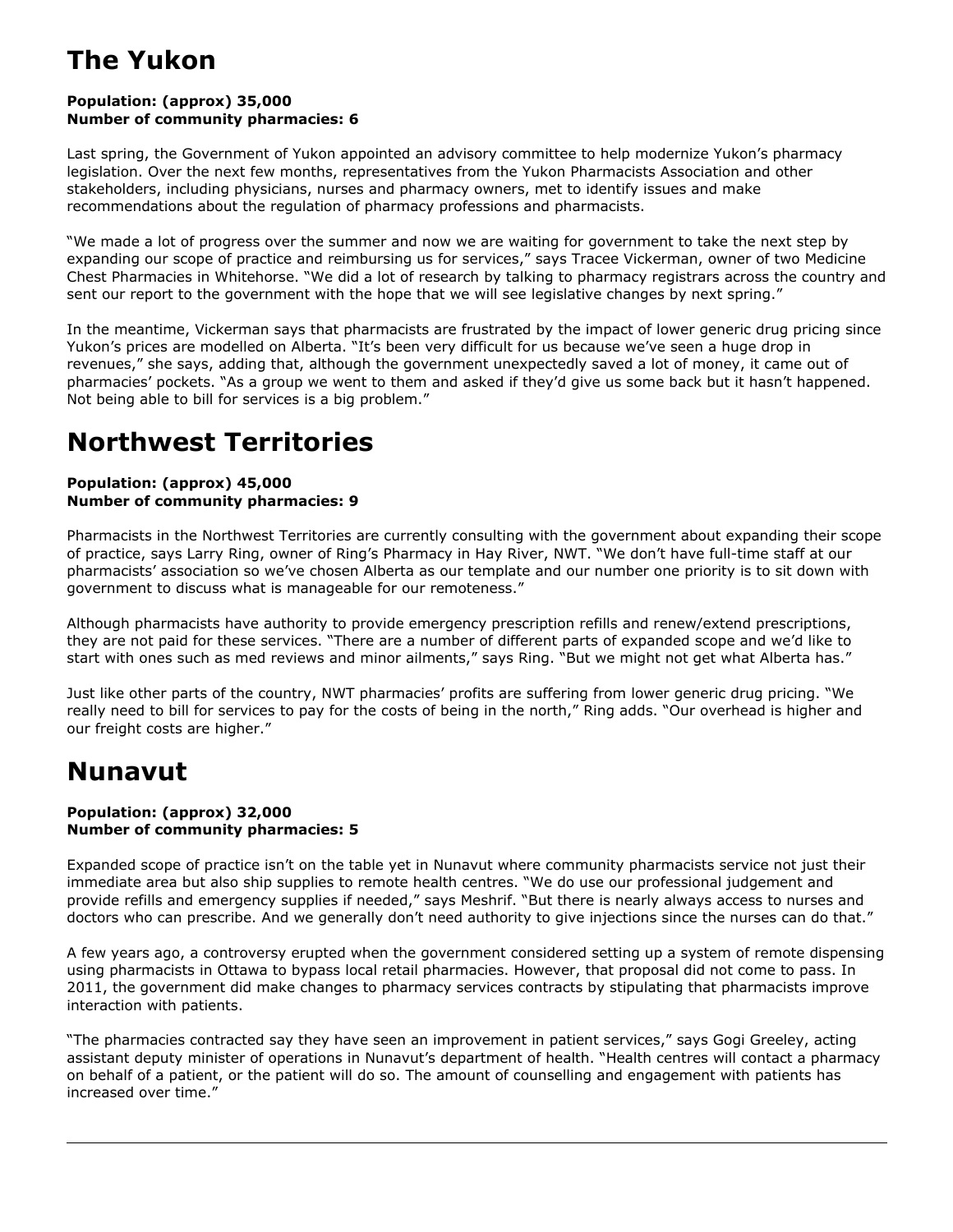# The Yukon

**Population: (approx) 35,000**
**Number of community pharmacies: 6**

Last spring, the Government of Yukon appointed an advisory committee to help modernize Yukon's pharmacy legislation. Over the next few months, representatives from the Yukon Pharmacists Association and other stakeholders, including physicians, nurses and pharmacy owners, met to identify issues and make recommendations about the regulation of pharmacy professions and pharmacists.

"We made a lot of progress over the summer and now we are waiting for government to take the next step by expanding our scope of practice and reimbursing us for services," says Tracee Vickerman, owner of two Medicine Chest Pharmacies in Whitehorse. "We did a lot of research by talking to pharmacy registrars across the country and sent our report to the government with the hope that we will see legislative changes by next spring."

In the meantime, Vickerman says that pharmacists are frustrated by the impact of lower generic drug pricing since Yukon's prices are modelled on Alberta. "It's been very difficult for us because we've seen a huge drop in revenues," she says, adding that, although the government unexpectedly saved a lot of money, it came out of pharmacies' pockets. "As a group we went to them and asked if they'd give us some back but it hasn't happened. Not being able to bill for services is a big problem."

# Northwest Territories

**Population: (approx) 45,000**
**Number of community pharmacies: 9**

Pharmacists in the Northwest Territories are currently consulting with the government about expanding their scope of practice, says Larry Ring, owner of Ring's Pharmacy in Hay River, NWT. "We don't have full-time staff at our pharmacists' association so we've chosen Alberta as our template and our number one priority is to sit down with government to discuss what is manageable for our remoteness."

Although pharmacists have authority to provide emergency prescription refills and renew/extend prescriptions, they are not paid for these services. "There are a number of different parts of expanded scope and we'd like to start with ones such as med reviews and minor ailments," says Ring. "But we might not get what Alberta has."

Just like other parts of the country, NWT pharmacies' profits are suffering from lower generic drug pricing. "We really need to bill for services to pay for the costs of being in the north," Ring adds. "Our overhead is higher and our freight costs are higher."

# Nunavut

**Population: (approx) 32,000**
**Number of community pharmacies: 5**

Expanded scope of practice isn't on the table yet in Nunavut where community pharmacists service not just their immediate area but also ship supplies to remote health centres. "We do use our professional judgement and provide refills and emergency supplies if needed," says Meshrif. "But there is nearly always access to nurses and doctors who can prescribe. And we generally don't need authority to give injections since the nurses can do that."

A few years ago, a controversy erupted when the government considered setting up a system of remote dispensing using pharmacists in Ottawa to bypass local retail pharmacies. However, that proposal did not come to pass. In 2011, the government did make changes to pharmacy services contracts by stipulating that pharmacists improve interaction with patients.

"The pharmacies contracted say they have seen an improvement in patient services," says Gogi Greeley, acting assistant deputy minister of operations in Nunavut's department of health. "Health centres will contact a pharmacy on behalf of a patient, or the patient will do so. The amount of counselling and engagement with patients has increased over time."